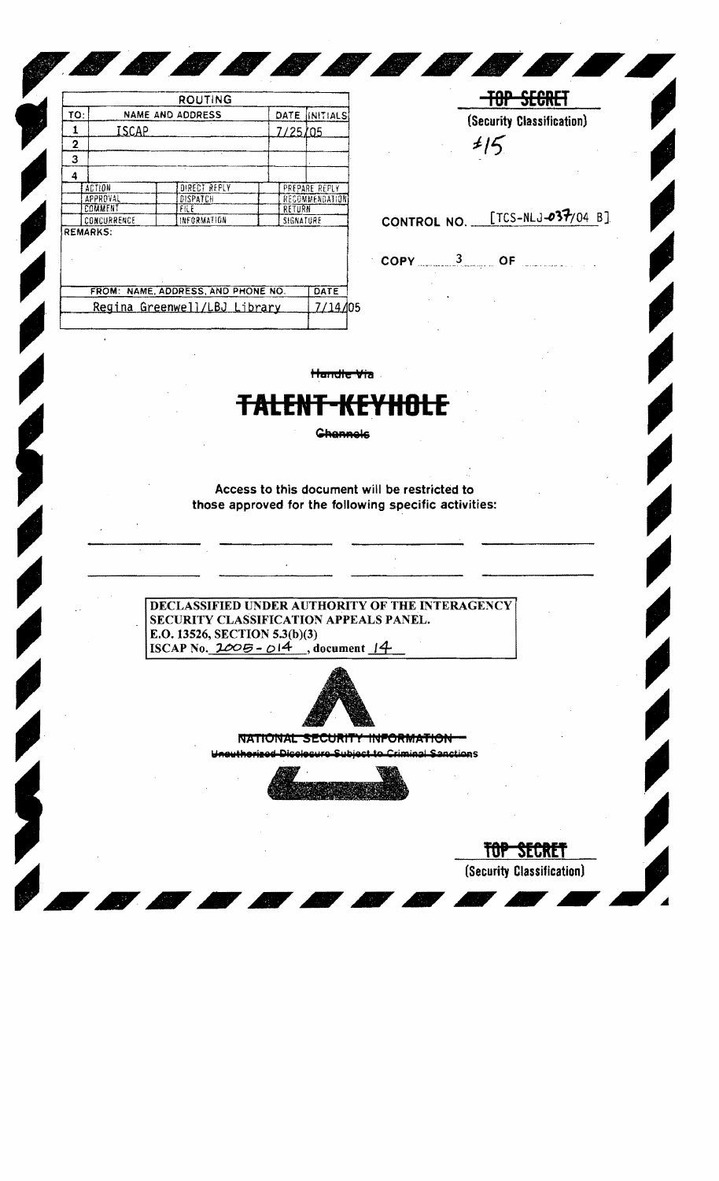| ROUTING | | | |
|---|---|---|---|
| TO: | NAME AND ADDRESS | DATE | INITIALS |
| 1 | ISCAP | 7/25/05 | |
| 2 | | | |
| 3 | | | |
| 4 | | | |

| | | |
|---|---|---|
| ACTION | DIRECT REPLY | PREPARE REPLY |
| APPROVAL | DISPATCH | RECOMMENDATION |
| COMMENT | FILE | RETURN |
| CONCURRENCE | INFORMATION | SIGNATURE |

REMARKS:

| FROM: NAME, ADDRESS, AND PHONE NO. | DATE |
|---|---|
| Regina Greenwell/LBJ Library | 7/14/05 |

~~TOP SECRET~~
(Security Classification)

#15

CONTROL NO. [TCS-NLJ-037/04 B]

COPY 3 OF

~~Handle Via~~

# ~~TALENT-KEYHOLE~~

~~Channels~~

Access to this document will be restricted to those approved for the following specific activities:

**DECLASSIFIED UNDER AUTHORITY OF THE INTERAGENCY SECURITY CLASSIFICATION APPEALS PANEL.**
**E.O. 13526, SECTION 5.3(b)(3)**
**ISCAP No. 2005-014, document 14**

~~NATIONAL SECURITY INFORMATION~~
~~Unauthorized Disclosure Subject to Criminal Sanctions~~

~~TOP SECRET~~
(Security Classification)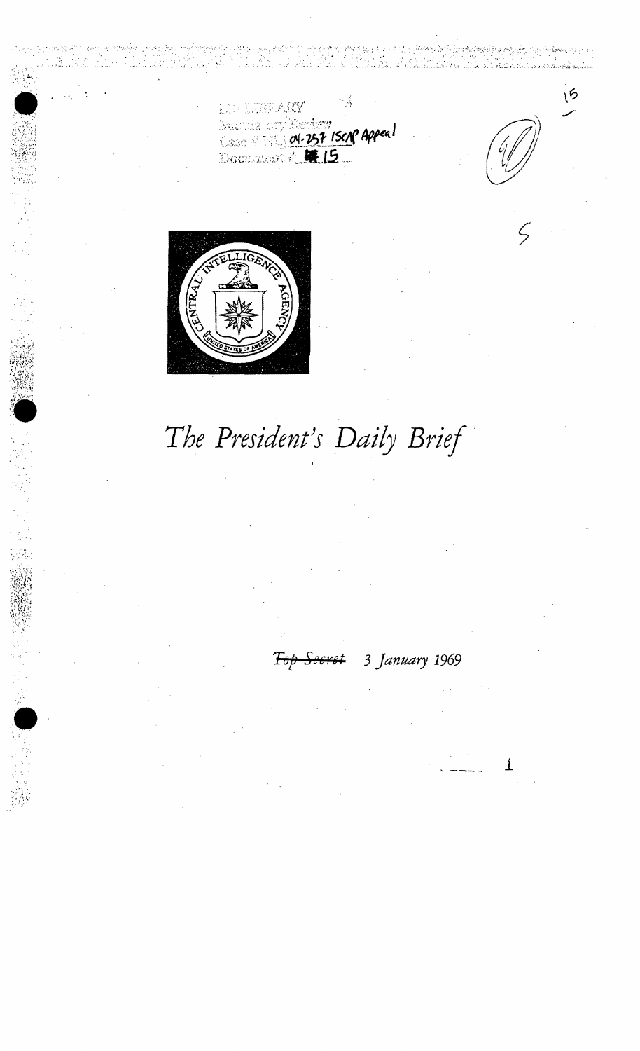LBJ LIBRARY
Mandatory Review
Case # NLJ 04-257 ISCAP Appeal
Document # 15

# The President's Daily Brief

~~Top Secret~~ 3 January 1969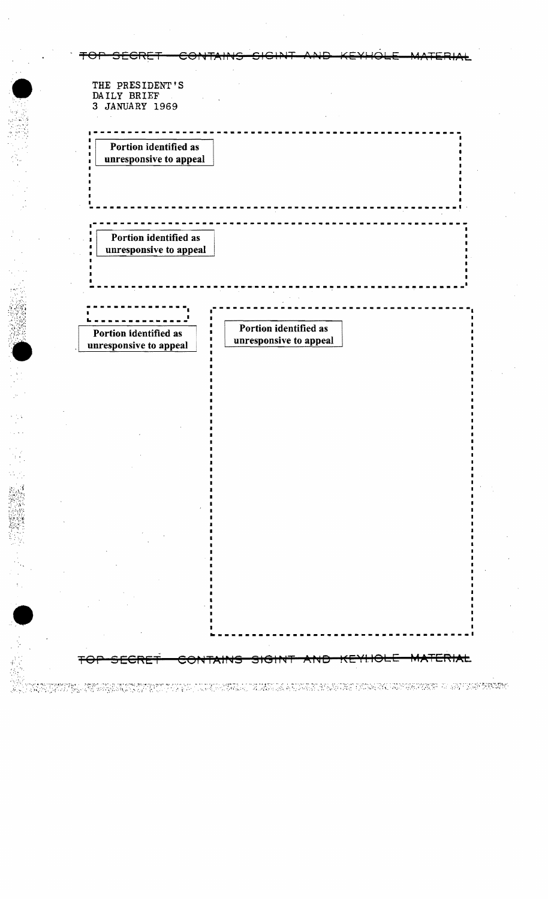TOP SECRET CONTAINS SIGINT AND KEYHOLE MATERIAL

THE PRESIDENT'S
DAILY BRIEF
3 JANUARY 1969

Portion identified as unresponsive to appeal

Portion identified as unresponsive to appeal

Portion identified as unresponsive to appeal

Portion identified as unresponsive to appeal

TOP SECRET CONTAINS SIGINT AND KEYHOLE MATERIAL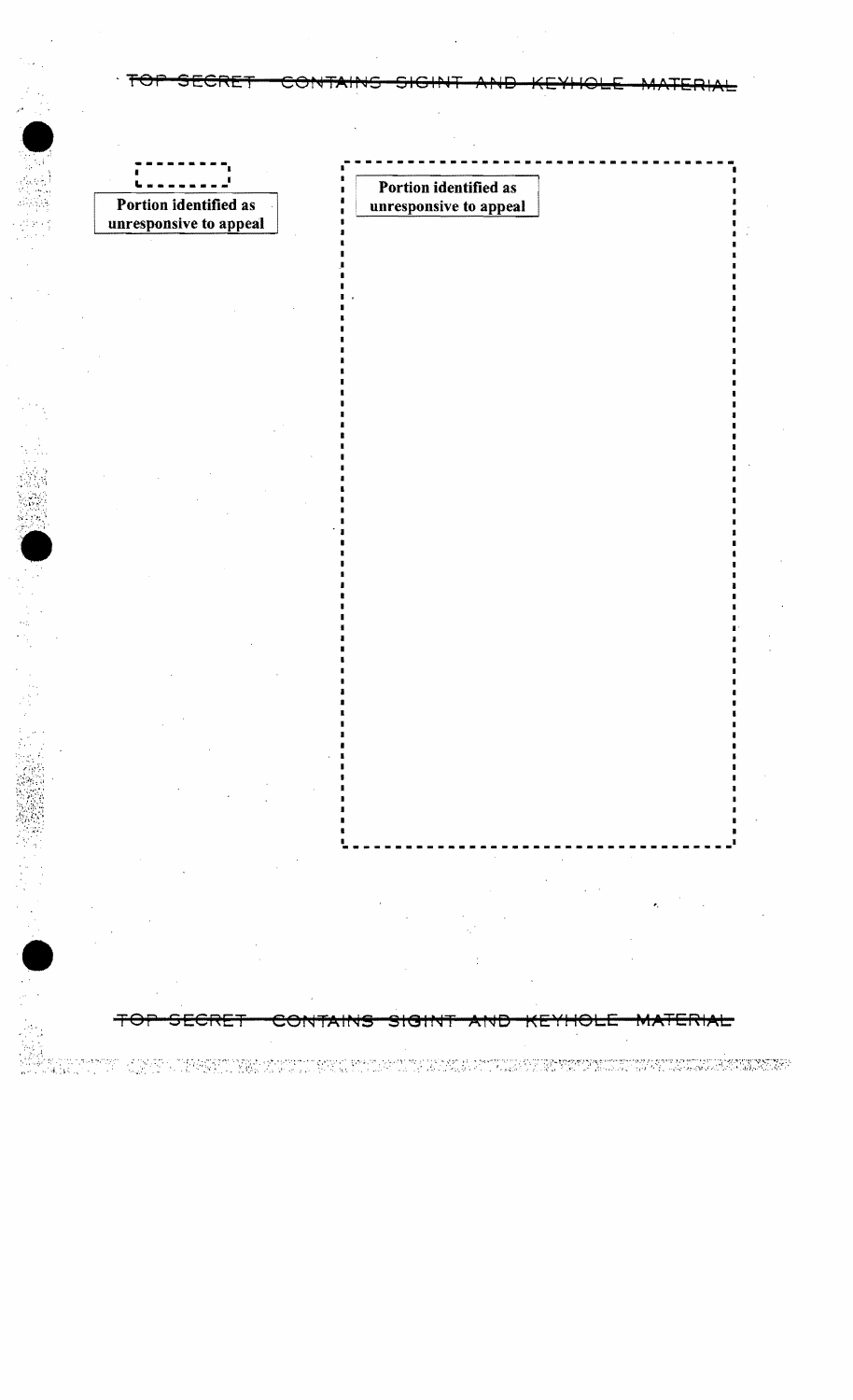**Portion identified as unresponsive to appeal**

**Portion identified as unresponsive to appeal**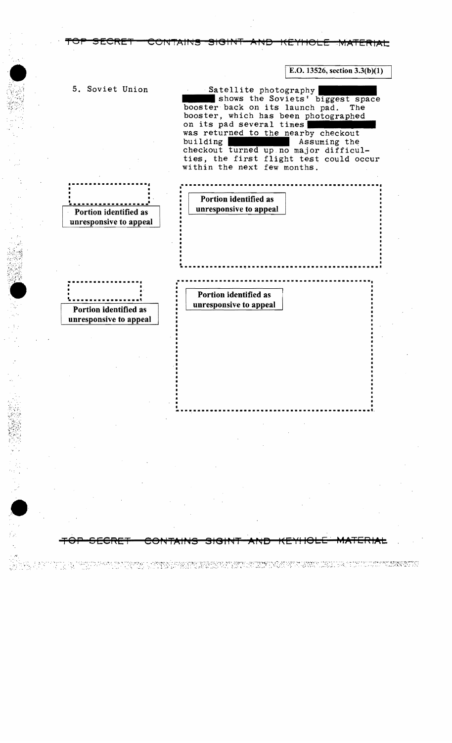E.O. 13526, section 3.3(b)(1)

5. Soviet Union

Satellite photography ██████ shows the Soviets' biggest space booster back on its launch pad. The booster, which has been photographed on its pad several times ██████ was returned to the nearby checkout building ██████ Assuming the checkout turned up no major difficulties, the first flight test could occur within the next few months.

Portion identified as unresponsive to appeal

Portion identified as unresponsive to appeal

Portion identified as unresponsive to appeal

Portion identified as unresponsive to appeal